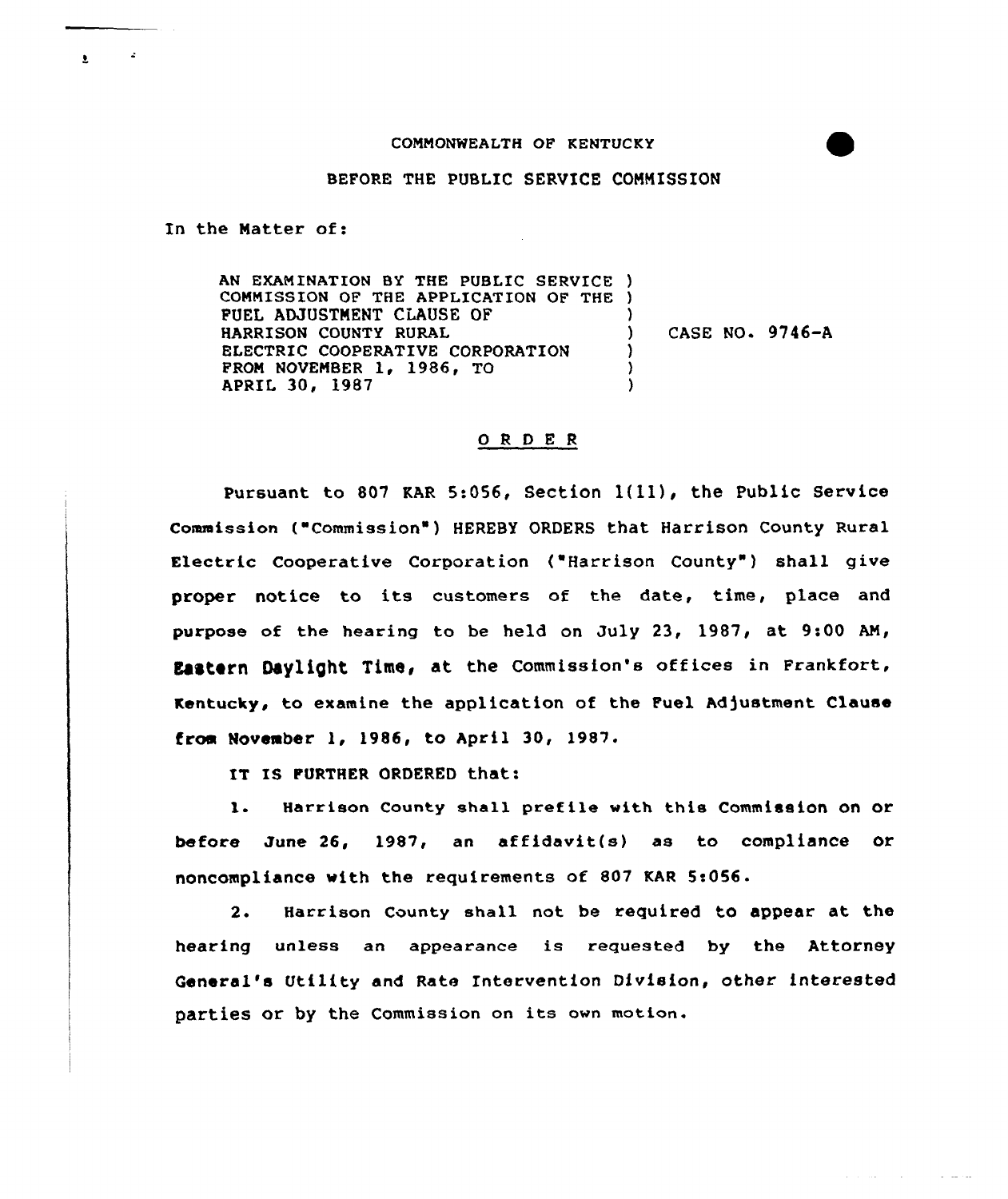COMMONWEALTH OF KENTUCKY

BEFORE THE PUBLIC SERVICE COMMISSION

In the Matter of:

AN EXAMINATION BY THE PUBLIC SERVICE COMMISSION OF THE APPLICATION OF THE FUEL ADJUSTMENT CLAUSE OF HARRISON COUNTY RURAL ELECTRIC COOPERATIVE CORPORATION FROM NOVEMBER 1, 1986, TO APRIL 30, 1987 ) CASE NO. 9746-A

## O R D E R

Pursuant to 807 KAR 5:056, Section 1(11), the Public Service Commission ("Commission") HEREBY ORDERS that Harrison County Rural Electric Cooperative Corporation ("Harrison County") shall give proper notice to its customers of the date, time, place and purpose of the hearing to be held on July 23, 1987, at 9:00 AM, Eastern Daylight Time, at the Commission's offices in Frankfort, Kentucky, to examine the application of the Fuel Adjustment Clause from November 1, 1986, to April 30, 1987.

IT IS FURTHER ORDERED that:

1. Harrison County shall prefile with this Commission on or before June 26, 1987, an affidavit(s) as to compliance or noncompliance with the requirements of 807 KAR 5:056.

2. Harrison County shall not be required to appear at the hearing unless an appearance is requested by the Attorney General's Utility and Rate Intervention Division, other interested parties or by the Commission on its own motion.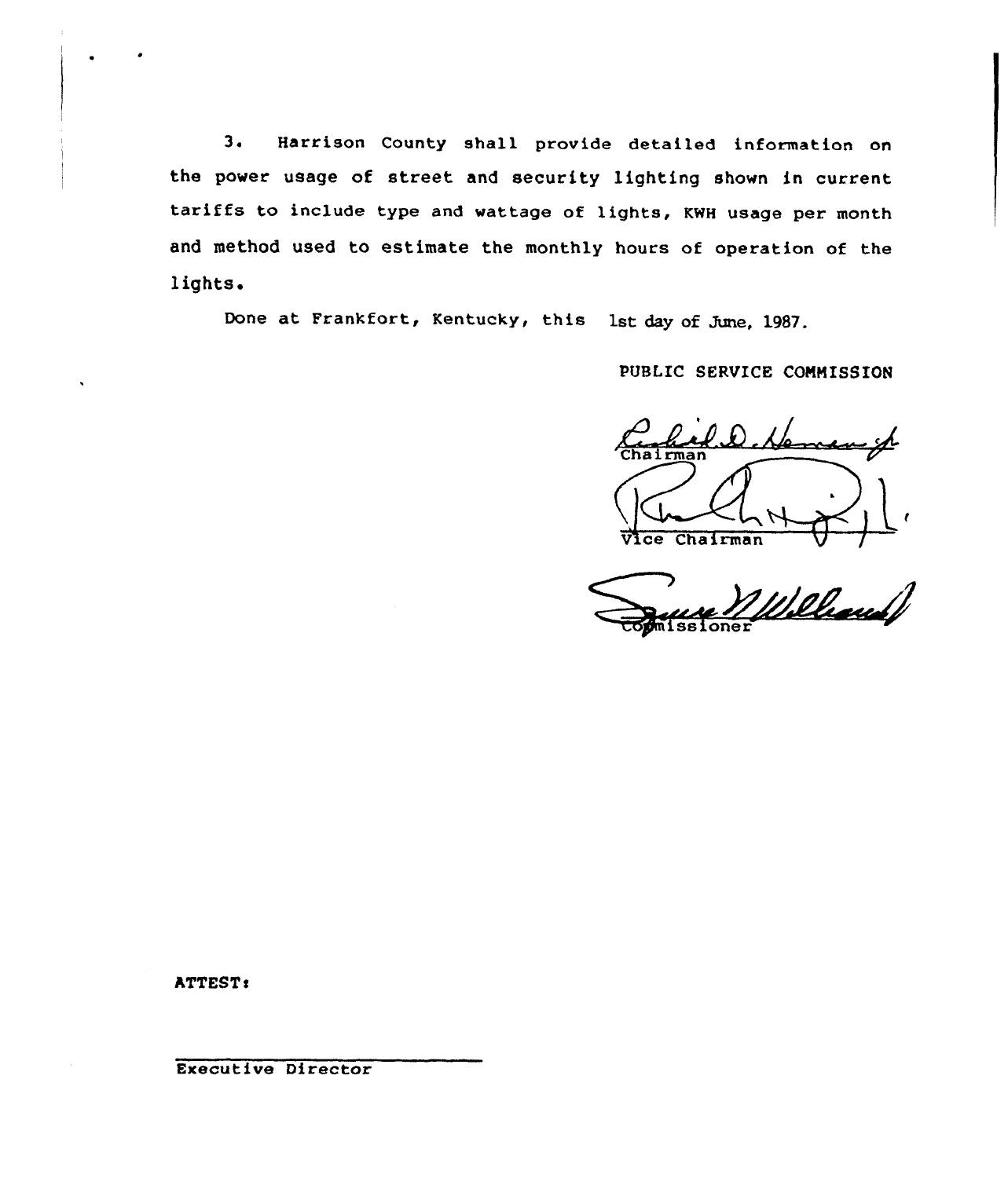3. Harrison County shall provide detailed information on the power usage of street and security lighting shown in current tariffs to include type and wattage of lights, KWH usage per month and method used to estimate the monthly hours of operation of the lights.

Done at Frankfort, Kentucky, this 1st day of June, 1987.

PUBLIC SERVICE COMMISSION

Chairman

Vice Chairman

Commissioner

ATTEST:

Executive Director